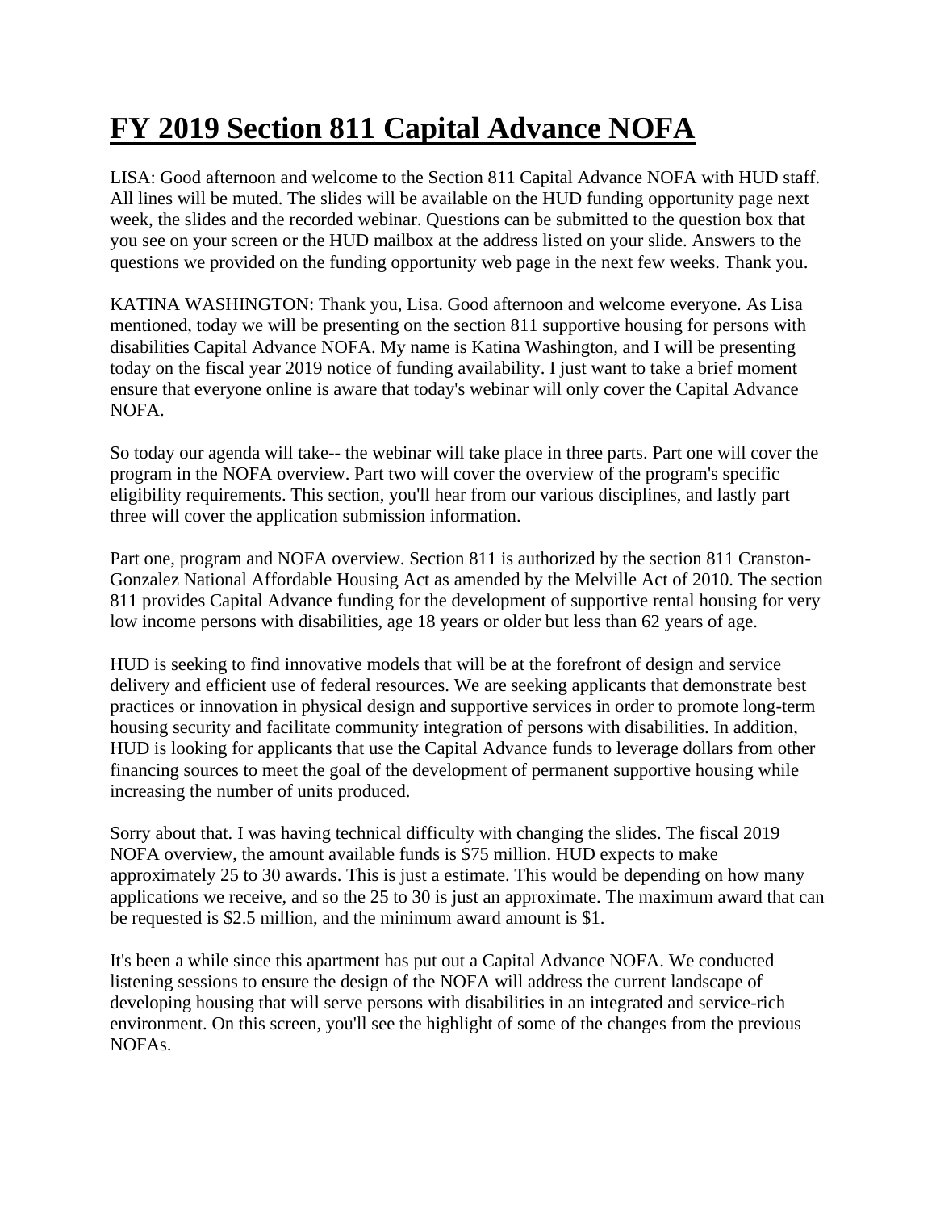# FY 2019 Section 811 Capital Advance NOFA

LISA: Good afternoon and welcome to the Section 811 Capital Advance NOFA with HUD staff. All lines will be muted. The slides will be available on the HUD funding opportunity page next week, the slides and the recorded webinar. Questions can be submitted to the question box that you see on your screen or the HUD mailbox at the address listed on your slide. Answers to the questions we provided on the funding opportunity web page in the next few weeks. Thank you.

KATINA WASHINGTON: Thank you, Lisa. Good afternoon and welcome everyone. As Lisa mentioned, today we will be presenting on the section 811 supportive housing for persons with disabilities Capital Advance NOFA. My name is Katina Washington, and I will be presenting today on the fiscal year 2019 notice of funding availability. I just want to take a brief moment ensure that everyone online is aware that today's webinar will only cover the Capital Advance NOFA.

So today our agenda will take-- the webinar will take place in three parts. Part one will cover the program in the NOFA overview. Part two will cover the overview of the program's specific eligibility requirements. This section, you'll hear from our various disciplines, and lastly part three will cover the application submission information.

Part one, program and NOFA overview. Section 811 is authorized by the section 811 Cranston-Gonzalez National Affordable Housing Act as amended by the Melville Act of 2010. The section 811 provides Capital Advance funding for the development of supportive rental housing for very low income persons with disabilities, age 18 years or older but less than 62 years of age.

HUD is seeking to find innovative models that will be at the forefront of design and service delivery and efficient use of federal resources. We are seeking applicants that demonstrate best practices or innovation in physical design and supportive services in order to promote long-term housing security and facilitate community integration of persons with disabilities. In addition, HUD is looking for applicants that use the Capital Advance funds to leverage dollars from other financing sources to meet the goal of the development of permanent supportive housing while increasing the number of units produced.

Sorry about that. I was having technical difficulty with changing the slides. The fiscal 2019 NOFA overview, the amount available funds is $75 million. HUD expects to make approximately 25 to 30 awards. This is just a estimate. This would be depending on how many applications we receive, and so the 25 to 30 is just an approximate. The maximum award that can be requested is $2.5 million, and the minimum award amount is $1.

It's been a while since this apartment has put out a Capital Advance NOFA. We conducted listening sessions to ensure the design of the NOFA will address the current landscape of developing housing that will serve persons with disabilities in an integrated and service-rich environment. On this screen, you'll see the highlight of some of the changes from the previous NOFAs.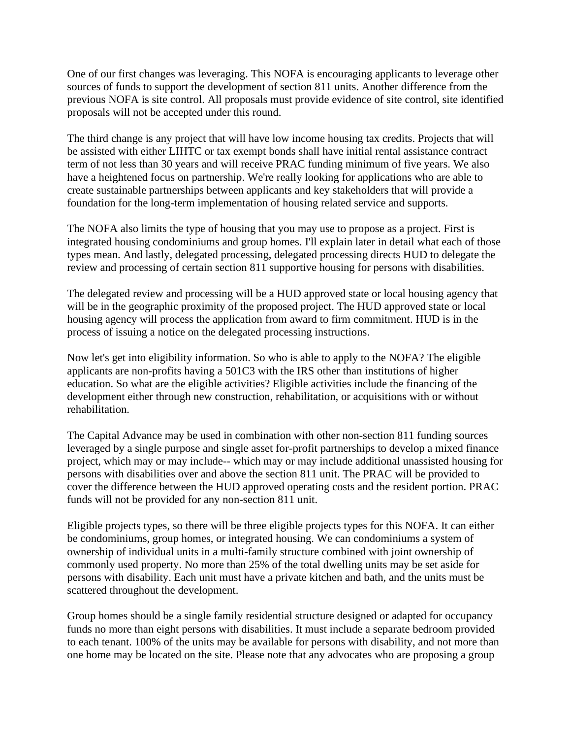One of our first changes was leveraging. This NOFA is encouraging applicants to leverage other sources of funds to support the development of section 811 units. Another difference from the previous NOFA is site control. All proposals must provide evidence of site control, site identified proposals will not be accepted under this round.

The third change is any project that will have low income housing tax credits. Projects that will be assisted with either LIHTC or tax exempt bonds shall have initial rental assistance contract term of not less than 30 years and will receive PRAC funding minimum of five years. We also have a heightened focus on partnership. We're really looking for applications who are able to create sustainable partnerships between applicants and key stakeholders that will provide a foundation for the long-term implementation of housing related service and supports.

The NOFA also limits the type of housing that you may use to propose as a project. First is integrated housing condominiums and group homes. I'll explain later in detail what each of those types mean. And lastly, delegated processing, delegated processing directs HUD to delegate the review and processing of certain section 811 supportive housing for persons with disabilities.

The delegated review and processing will be a HUD approved state or local housing agency that will be in the geographic proximity of the proposed project. The HUD approved state or local housing agency will process the application from award to firm commitment. HUD is in the process of issuing a notice on the delegated processing instructions.

Now let's get into eligibility information. So who is able to apply to the NOFA? The eligible applicants are non-profits having a 501C3 with the IRS other than institutions of higher education. So what are the eligible activities? Eligible activities include the financing of the development either through new construction, rehabilitation, or acquisitions with or without rehabilitation.

The Capital Advance may be used in combination with other non-section 811 funding sources leveraged by a single purpose and single asset for-profit partnerships to develop a mixed finance project, which may or may include-- which may or may include additional unassisted housing for persons with disabilities over and above the section 811 unit. The PRAC will be provided to cover the difference between the HUD approved operating costs and the resident portion. PRAC funds will not be provided for any non-section 811 unit.

Eligible projects types, so there will be three eligible projects types for this NOFA. It can either be condominiums, group homes, or integrated housing. We can condominiums a system of ownership of individual units in a multi-family structure combined with joint ownership of commonly used property. No more than 25% of the total dwelling units may be set aside for persons with disability. Each unit must have a private kitchen and bath, and the units must be scattered throughout the development.

Group homes should be a single family residential structure designed or adapted for occupancy funds no more than eight persons with disabilities. It must include a separate bedroom provided to each tenant. 100% of the units may be available for persons with disability, and not more than one home may be located on the site. Please note that any advocates who are proposing a group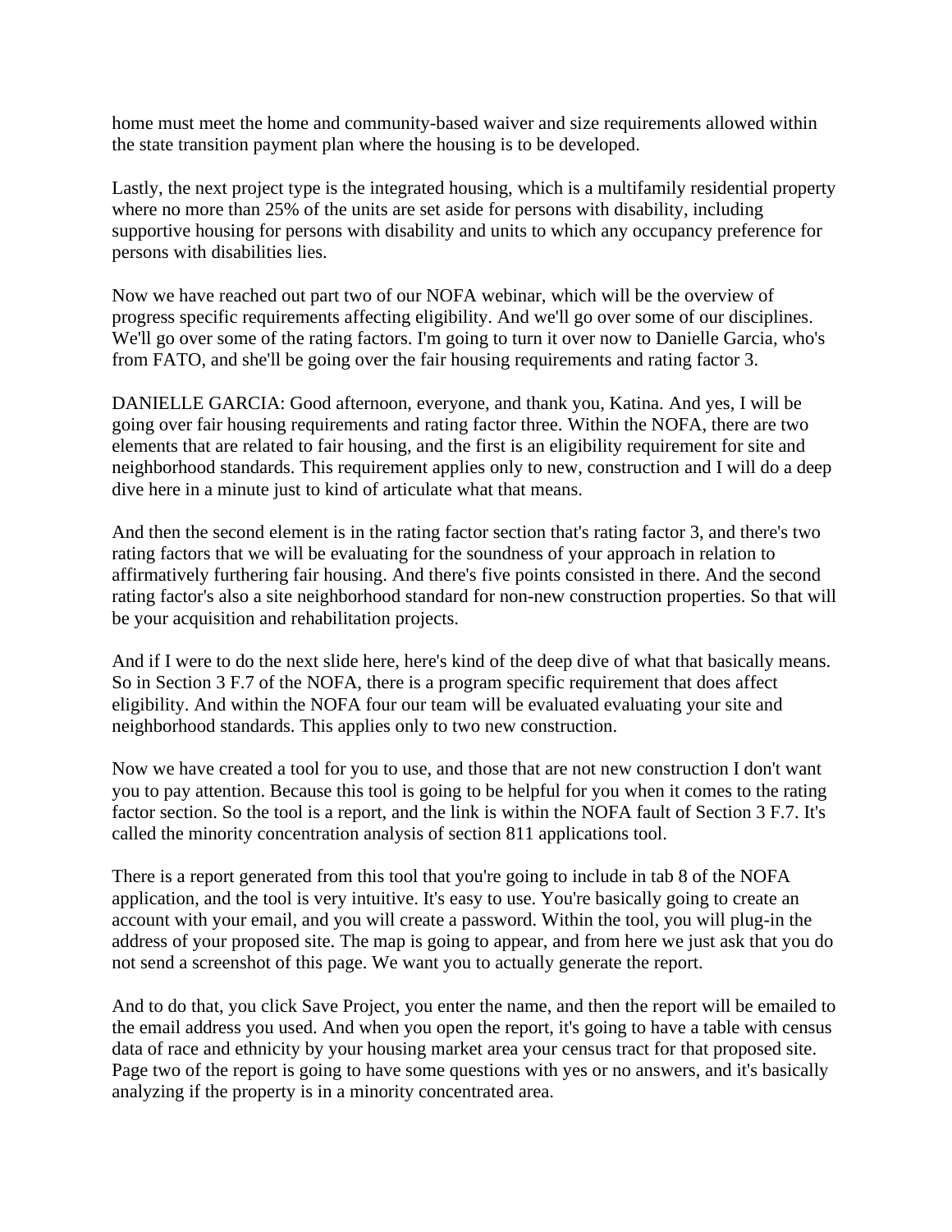home must meet the home and community-based waiver and size requirements allowed within the state transition payment plan where the housing is to be developed.

Lastly, the next project type is the integrated housing, which is a multifamily residential property where no more than 25% of the units are set aside for persons with disability, including supportive housing for persons with disability and units to which any occupancy preference for persons with disabilities lies.

Now we have reached out part two of our NOFA webinar, which will be the overview of progress specific requirements affecting eligibility. And we'll go over some of our disciplines. We'll go over some of the rating factors. I'm going to turn it over now to Danielle Garcia, who's from FATO, and she'll be going over the fair housing requirements and rating factor 3.

DANIELLE GARCIA: Good afternoon, everyone, and thank you, Katina. And yes, I will be going over fair housing requirements and rating factor three. Within the NOFA, there are two elements that are related to fair housing, and the first is an eligibility requirement for site and neighborhood standards. This requirement applies only to new, construction and I will do a deep dive here in a minute just to kind of articulate what that means.

And then the second element is in the rating factor section that's rating factor 3, and there's two rating factors that we will be evaluating for the soundness of your approach in relation to affirmatively furthering fair housing. And there's five points consisted in there. And the second rating factor's also a site neighborhood standard for non-new construction properties. So that will be your acquisition and rehabilitation projects.

And if I were to do the next slide here, here's kind of the deep dive of what that basically means. So in Section 3 F.7 of the NOFA, there is a program specific requirement that does affect eligibility. And within the NOFA four our team will be evaluated evaluating your site and neighborhood standards. This applies only to two new construction.

Now we have created a tool for you to use, and those that are not new construction I don't want you to pay attention. Because this tool is going to be helpful for you when it comes to the rating factor section. So the tool is a report, and the link is within the NOFA fault of Section 3 F.7. It's called the minority concentration analysis of section 811 applications tool.

There is a report generated from this tool that you're going to include in tab 8 of the NOFA application, and the tool is very intuitive. It's easy to use. You're basically going to create an account with your email, and you will create a password. Within the tool, you will plug-in the address of your proposed site. The map is going to appear, and from here we just ask that you do not send a screenshot of this page. We want you to actually generate the report.

And to do that, you click Save Project, you enter the name, and then the report will be emailed to the email address you used. And when you open the report, it's going to have a table with census data of race and ethnicity by your housing market area your census tract for that proposed site. Page two of the report is going to have some questions with yes or no answers, and it's basically analyzing if the property is in a minority concentrated area.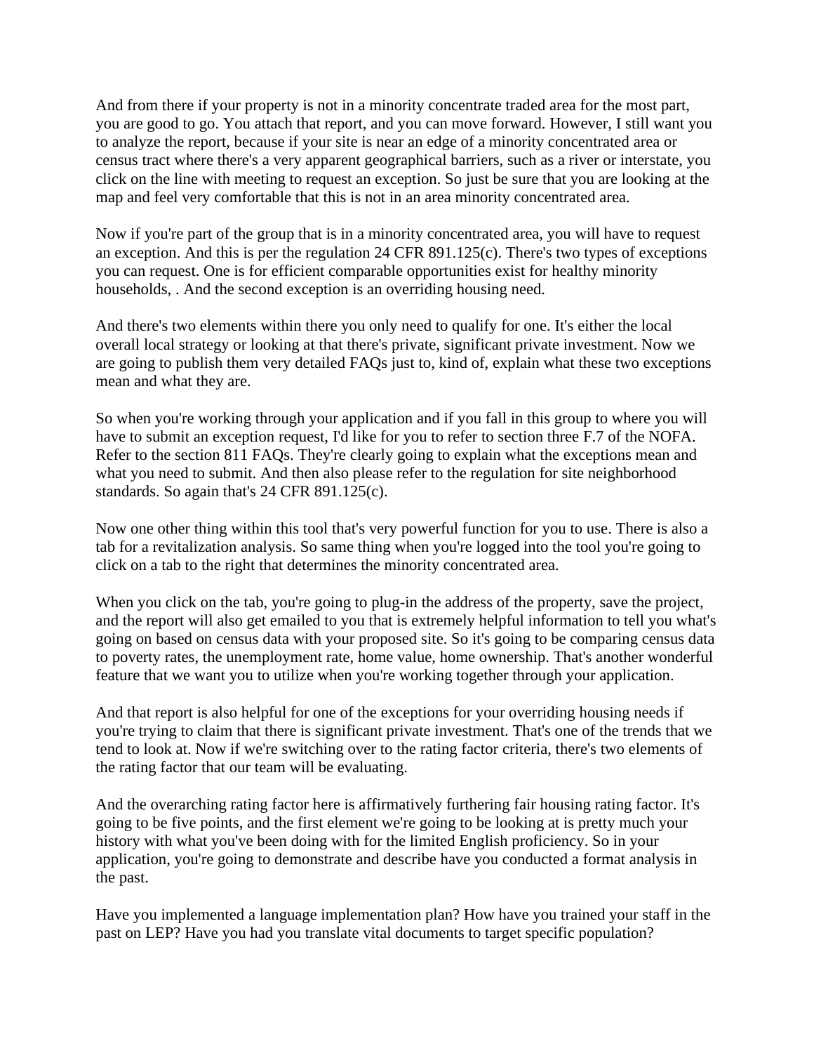And from there if your property is not in a minority concentrate traded area for the most part, you are good to go. You attach that report, and you can move forward. However, I still want you to analyze the report, because if your site is near an edge of a minority concentrated area or census tract where there's a very apparent geographical barriers, such as a river or interstate, you click on the line with meeting to request an exception. So just be sure that you are looking at the map and feel very comfortable that this is not in an area minority concentrated area.

Now if you're part of the group that is in a minority concentrated area, you will have to request an exception. And this is per the regulation 24 CFR 891.125(c). There's two types of exceptions you can request. One is for efficient comparable opportunities exist for healthy minority households, . And the second exception is an overriding housing need.

And there's two elements within there you only need to qualify for one. It's either the local overall local strategy or looking at that there's private, significant private investment. Now we are going to publish them very detailed FAQs just to, kind of, explain what these two exceptions mean and what they are.

So when you're working through your application and if you fall in this group to where you will have to submit an exception request, I'd like for you to refer to section three F.7 of the NOFA. Refer to the section 811 FAQs. They're clearly going to explain what the exceptions mean and what you need to submit. And then also please refer to the regulation for site neighborhood standards. So again that's 24 CFR 891.125(c).

Now one other thing within this tool that's very powerful function for you to use. There is also a tab for a revitalization analysis. So same thing when you're logged into the tool you're going to click on a tab to the right that determines the minority concentrated area.

When you click on the tab, you're going to plug-in the address of the property, save the project, and the report will also get emailed to you that is extremely helpful information to tell you what's going on based on census data with your proposed site. So it's going to be comparing census data to poverty rates, the unemployment rate, home value, home ownership. That's another wonderful feature that we want you to utilize when you're working together through your application.

And that report is also helpful for one of the exceptions for your overriding housing needs if you're trying to claim that there is significant private investment. That's one of the trends that we tend to look at. Now if we're switching over to the rating factor criteria, there's two elements of the rating factor that our team will be evaluating.

And the overarching rating factor here is affirmatively furthering fair housing rating factor. It's going to be five points, and the first element we're going to be looking at is pretty much your history with what you've been doing with for the limited English proficiency. So in your application, you're going to demonstrate and describe have you conducted a format analysis in the past.

Have you implemented a language implementation plan? How have you trained your staff in the past on LEP? Have you had you translate vital documents to target specific population?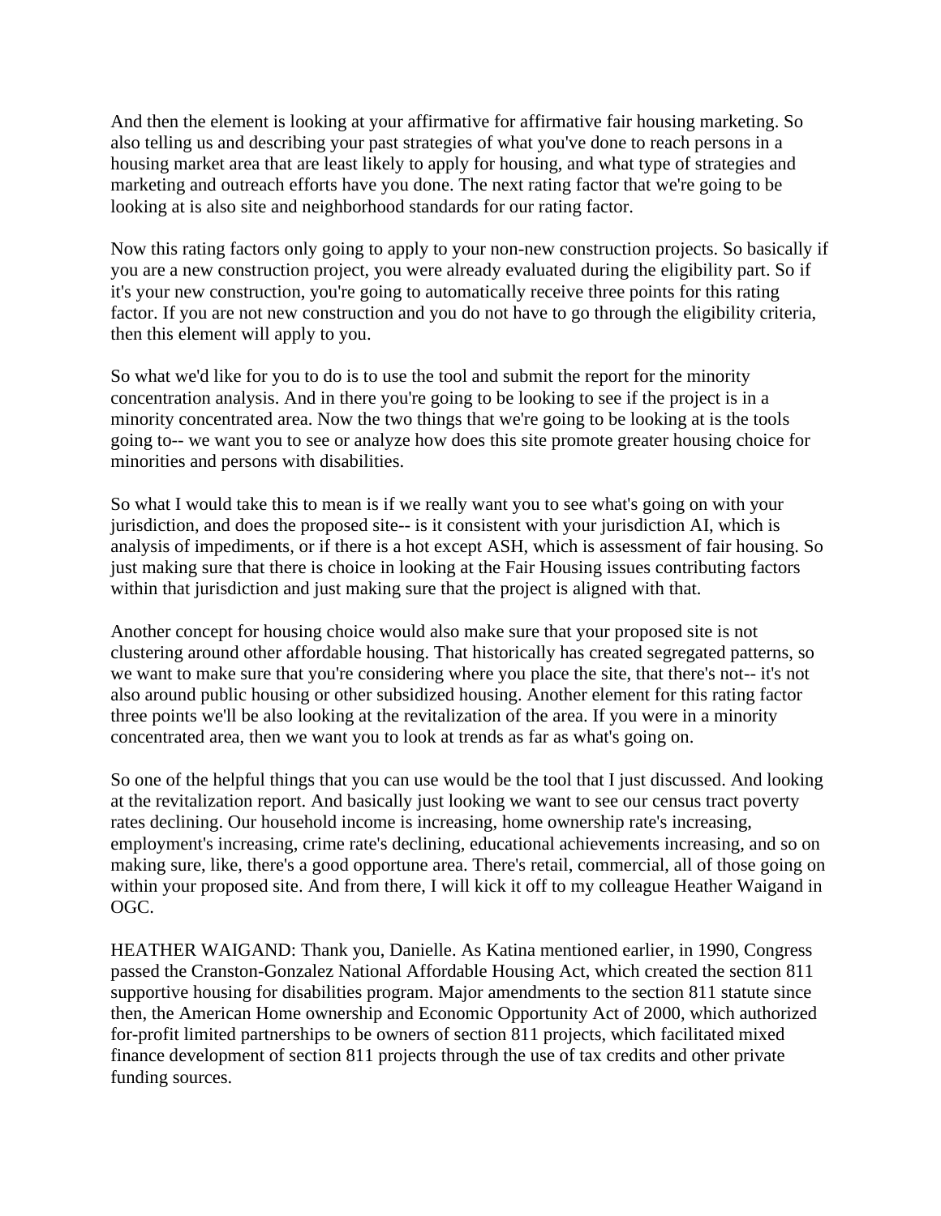And then the element is looking at your affirmative for affirmative fair housing marketing. So also telling us and describing your past strategies of what you've done to reach persons in a housing market area that are least likely to apply for housing, and what type of strategies and marketing and outreach efforts have you done. The next rating factor that we're going to be looking at is also site and neighborhood standards for our rating factor.

Now this rating factors only going to apply to your non-new construction projects. So basically if you are a new construction project, you were already evaluated during the eligibility part. So if it's your new construction, you're going to automatically receive three points for this rating factor. If you are not new construction and you do not have to go through the eligibility criteria, then this element will apply to you.

So what we'd like for you to do is to use the tool and submit the report for the minority concentration analysis. And in there you're going to be looking to see if the project is in a minority concentrated area. Now the two things that we're going to be looking at is the tools going to-- we want you to see or analyze how does this site promote greater housing choice for minorities and persons with disabilities.

So what I would take this to mean is if we really want you to see what's going on with your jurisdiction, and does the proposed site-- is it consistent with your jurisdiction AI, which is analysis of impediments, or if there is a hot except ASH, which is assessment of fair housing. So just making sure that there is choice in looking at the Fair Housing issues contributing factors within that jurisdiction and just making sure that the project is aligned with that.

Another concept for housing choice would also make sure that your proposed site is not clustering around other affordable housing. That historically has created segregated patterns, so we want to make sure that you're considering where you place the site, that there's not-- it's not also around public housing or other subsidized housing. Another element for this rating factor three points we'll be also looking at the revitalization of the area. If you were in a minority concentrated area, then we want you to look at trends as far as what's going on.

So one of the helpful things that you can use would be the tool that I just discussed. And looking at the revitalization report. And basically just looking we want to see our census tract poverty rates declining. Our household income is increasing, home ownership rate's increasing, employment's increasing, crime rate's declining, educational achievements increasing, and so on making sure, like, there's a good opportune area. There's retail, commercial, all of those going on within your proposed site. And from there, I will kick it off to my colleague Heather Waigand in OGC.

HEATHER WAIGAND: Thank you, Danielle. As Katina mentioned earlier, in 1990, Congress passed the Cranston-Gonzalez National Affordable Housing Act, which created the section 811 supportive housing for disabilities program. Major amendments to the section 811 statute since then, the American Home ownership and Economic Opportunity Act of 2000, which authorized for-profit limited partnerships to be owners of section 811 projects, which facilitated mixed finance development of section 811 projects through the use of tax credits and other private funding sources.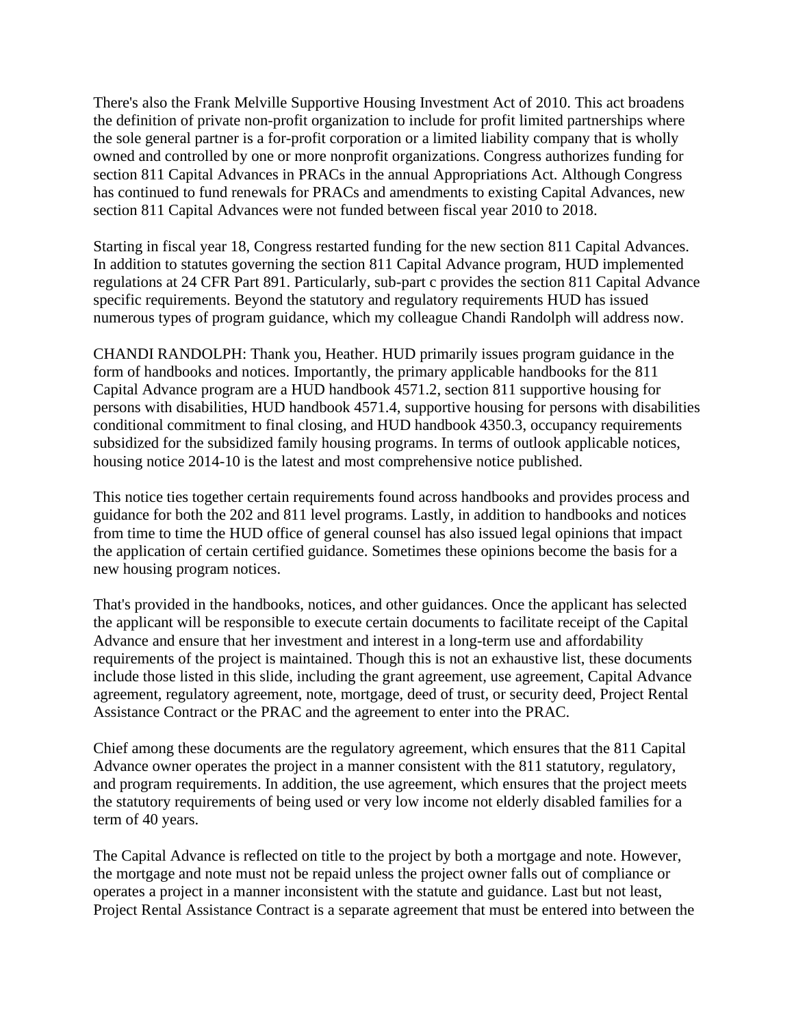There's also the Frank Melville Supportive Housing Investment Act of 2010. This act broadens the definition of private non-profit organization to include for profit limited partnerships where the sole general partner is a for-profit corporation or a limited liability company that is wholly owned and controlled by one or more nonprofit organizations. Congress authorizes funding for section 811 Capital Advances in PRACs in the annual Appropriations Act. Although Congress has continued to fund renewals for PRACs and amendments to existing Capital Advances, new section 811 Capital Advances were not funded between fiscal year 2010 to 2018.

Starting in fiscal year 18, Congress restarted funding for the new section 811 Capital Advances. In addition to statutes governing the section 811 Capital Advance program, HUD implemented regulations at 24 CFR Part 891. Particularly, sub-part c provides the section 811 Capital Advance specific requirements. Beyond the statutory and regulatory requirements HUD has issued numerous types of program guidance, which my colleague Chandi Randolph will address now.

CHANDI RANDOLPH: Thank you, Heather. HUD primarily issues program guidance in the form of handbooks and notices. Importantly, the primary applicable handbooks for the 811 Capital Advance program are a HUD handbook 4571.2, section 811 supportive housing for persons with disabilities, HUD handbook 4571.4, supportive housing for persons with disabilities conditional commitment to final closing, and HUD handbook 4350.3, occupancy requirements subsidized for the subsidized family housing programs. In terms of outlook applicable notices, housing notice 2014-10 is the latest and most comprehensive notice published.

This notice ties together certain requirements found across handbooks and provides process and guidance for both the 202 and 811 level programs. Lastly, in addition to handbooks and notices from time to time the HUD office of general counsel has also issued legal opinions that impact the application of certain certified guidance. Sometimes these opinions become the basis for a new housing program notices.

That's provided in the handbooks, notices, and other guidances. Once the applicant has selected the applicant will be responsible to execute certain documents to facilitate receipt of the Capital Advance and ensure that her investment and interest in a long-term use and affordability requirements of the project is maintained. Though this is not an exhaustive list, these documents include those listed in this slide, including the grant agreement, use agreement, Capital Advance agreement, regulatory agreement, note, mortgage, deed of trust, or security deed, Project Rental Assistance Contract or the PRAC and the agreement to enter into the PRAC.

Chief among these documents are the regulatory agreement, which ensures that the 811 Capital Advance owner operates the project in a manner consistent with the 811 statutory, regulatory, and program requirements. In addition, the use agreement, which ensures that the project meets the statutory requirements of being used or very low income not elderly disabled families for a term of 40 years.

The Capital Advance is reflected on title to the project by both a mortgage and note. However, the mortgage and note must not be repaid unless the project owner falls out of compliance or operates a project in a manner inconsistent with the statute and guidance. Last but not least, Project Rental Assistance Contract is a separate agreement that must be entered into between the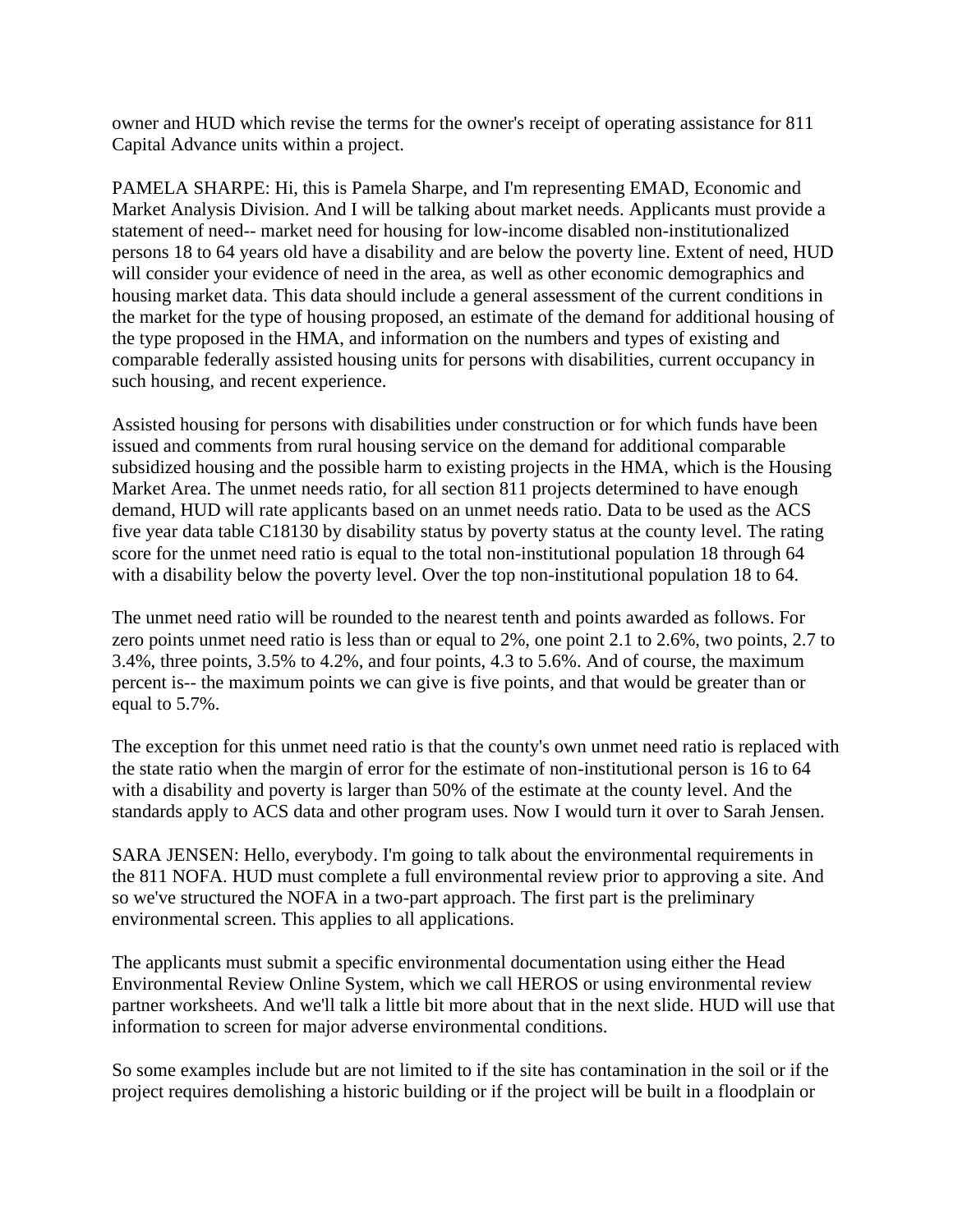owner and HUD which revise the terms for the owner's receipt of operating assistance for 811 Capital Advance units within a project.

PAMELA SHARPE: Hi, this is Pamela Sharpe, and I'm representing EMAD, Economic and Market Analysis Division. And I will be talking about market needs. Applicants must provide a statement of need-- market need for housing for low-income disabled non-institutionalized persons 18 to 64 years old have a disability and are below the poverty line. Extent of need, HUD will consider your evidence of need in the area, as well as other economic demographics and housing market data. This data should include a general assessment of the current conditions in the market for the type of housing proposed, an estimate of the demand for additional housing of the type proposed in the HMA, and information on the numbers and types of existing and comparable federally assisted housing units for persons with disabilities, current occupancy in such housing, and recent experience.

Assisted housing for persons with disabilities under construction or for which funds have been issued and comments from rural housing service on the demand for additional comparable subsidized housing and the possible harm to existing projects in the HMA, which is the Housing Market Area. The unmet needs ratio, for all section 811 projects determined to have enough demand, HUD will rate applicants based on an unmet needs ratio. Data to be used as the ACS five year data table C18130 by disability status by poverty status at the county level. The rating score for the unmet need ratio is equal to the total non-institutional population 18 through 64 with a disability below the poverty level. Over the top non-institutional population 18 to 64.

The unmet need ratio will be rounded to the nearest tenth and points awarded as follows. For zero points unmet need ratio is less than or equal to 2%, one point 2.1 to 2.6%, two points, 2.7 to 3.4%, three points, 3.5% to 4.2%, and four points, 4.3 to 5.6%. And of course, the maximum percent is-- the maximum points we can give is five points, and that would be greater than or equal to 5.7%.

The exception for this unmet need ratio is that the county's own unmet need ratio is replaced with the state ratio when the margin of error for the estimate of non-institutional person is 16 to 64 with a disability and poverty is larger than 50% of the estimate at the county level. And the standards apply to ACS data and other program uses. Now I would turn it over to Sarah Jensen.

SARA JENSEN: Hello, everybody. I'm going to talk about the environmental requirements in the 811 NOFA. HUD must complete a full environmental review prior to approving a site. And so we've structured the NOFA in a two-part approach. The first part is the preliminary environmental screen. This applies to all applications.

The applicants must submit a specific environmental documentation using either the Head Environmental Review Online System, which we call HEROS or using environmental review partner worksheets. And we'll talk a little bit more about that in the next slide. HUD will use that information to screen for major adverse environmental conditions.

So some examples include but are not limited to if the site has contamination in the soil or if the project requires demolishing a historic building or if the project will be built in a floodplain or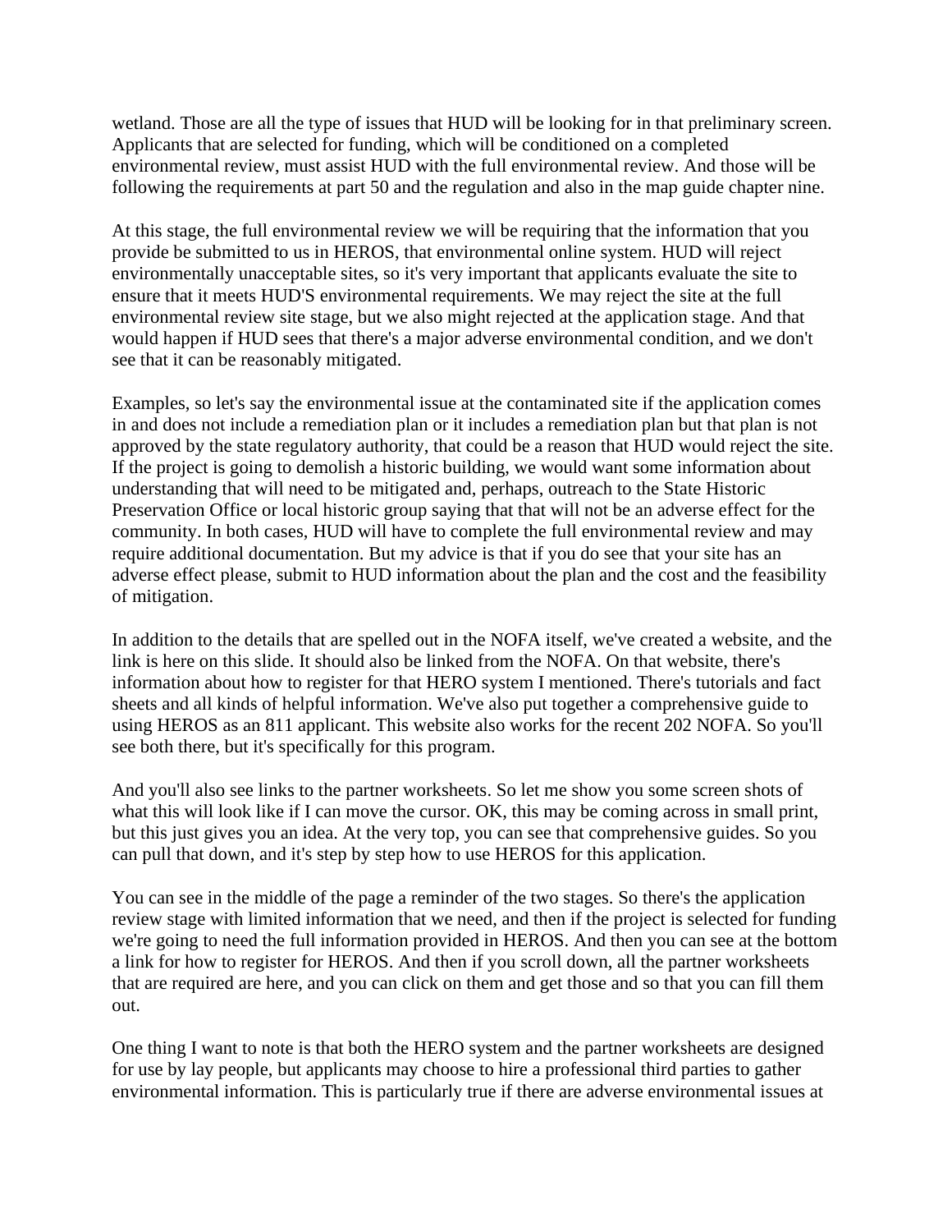wetland. Those are all the type of issues that HUD will be looking for in that preliminary screen. Applicants that are selected for funding, which will be conditioned on a completed environmental review, must assist HUD with the full environmental review. And those will be following the requirements at part 50 and the regulation and also in the map guide chapter nine.

At this stage, the full environmental review we will be requiring that the information that you provide be submitted to us in HEROS, that environmental online system. HUD will reject environmentally unacceptable sites, so it's very important that applicants evaluate the site to ensure that it meets HUD'S environmental requirements. We may reject the site at the full environmental review site stage, but we also might rejected at the application stage. And that would happen if HUD sees that there's a major adverse environmental condition, and we don't see that it can be reasonably mitigated.

Examples, so let's say the environmental issue at the contaminated site if the application comes in and does not include a remediation plan or it includes a remediation plan but that plan is not approved by the state regulatory authority, that could be a reason that HUD would reject the site. If the project is going to demolish a historic building, we would want some information about understanding that will need to be mitigated and, perhaps, outreach to the State Historic Preservation Office or local historic group saying that that will not be an adverse effect for the community. In both cases, HUD will have to complete the full environmental review and may require additional documentation. But my advice is that if you do see that your site has an adverse effect please, submit to HUD information about the plan and the cost and the feasibility of mitigation.

In addition to the details that are spelled out in the NOFA itself, we've created a website, and the link is here on this slide. It should also be linked from the NOFA. On that website, there's information about how to register for that HERO system I mentioned. There's tutorials and fact sheets and all kinds of helpful information. We've also put together a comprehensive guide to using HEROS as an 811 applicant. This website also works for the recent 202 NOFA. So you'll see both there, but it's specifically for this program.

And you'll also see links to the partner worksheets. So let me show you some screen shots of what this will look like if I can move the cursor. OK, this may be coming across in small print, but this just gives you an idea. At the very top, you can see that comprehensive guides. So you can pull that down, and it's step by step how to use HEROS for this application.

You can see in the middle of the page a reminder of the two stages. So there's the application review stage with limited information that we need, and then if the project is selected for funding we're going to need the full information provided in HEROS. And then you can see at the bottom a link for how to register for HEROS. And then if you scroll down, all the partner worksheets that are required are here, and you can click on them and get those and so that you can fill them out.

One thing I want to note is that both the HERO system and the partner worksheets are designed for use by lay people, but applicants may choose to hire a professional third parties to gather environmental information. This is particularly true if there are adverse environmental issues at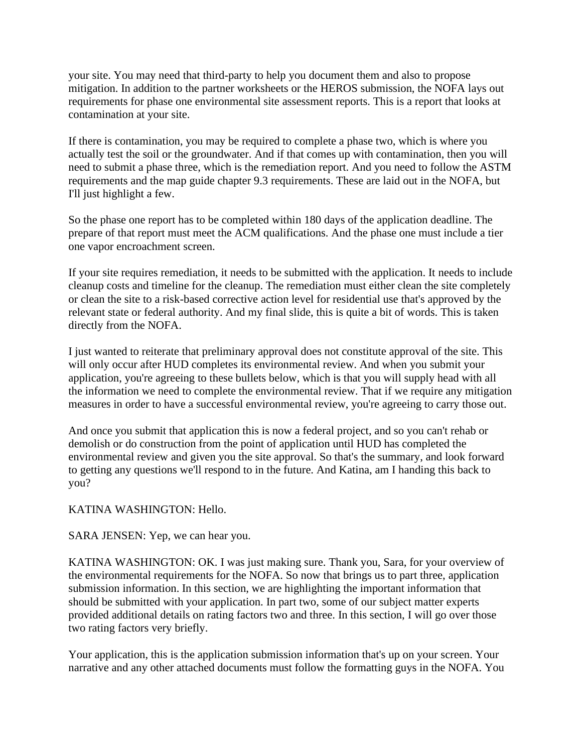your site. You may need that third-party to help you document them and also to propose mitigation. In addition to the partner worksheets or the HEROS submission, the NOFA lays out requirements for phase one environmental site assessment reports. This is a report that looks at contamination at your site.

If there is contamination, you may be required to complete a phase two, which is where you actually test the soil or the groundwater. And if that comes up with contamination, then you will need to submit a phase three, which is the remediation report. And you need to follow the ASTM requirements and the map guide chapter 9.3 requirements. These are laid out in the NOFA, but I'll just highlight a few.

So the phase one report has to be completed within 180 days of the application deadline. The prepare of that report must meet the ACM qualifications. And the phase one must include a tier one vapor encroachment screen.

If your site requires remediation, it needs to be submitted with the application. It needs to include cleanup costs and timeline for the cleanup. The remediation must either clean the site completely or clean the site to a risk-based corrective action level for residential use that's approved by the relevant state or federal authority. And my final slide, this is quite a bit of words. This is taken directly from the NOFA.

I just wanted to reiterate that preliminary approval does not constitute approval of the site. This will only occur after HUD completes its environmental review. And when you submit your application, you're agreeing to these bullets below, which is that you will supply head with all the information we need to complete the environmental review. That if we require any mitigation measures in order to have a successful environmental review, you're agreeing to carry those out.

And once you submit that application this is now a federal project, and so you can't rehab or demolish or do construction from the point of application until HUD has completed the environmental review and given you the site approval. So that's the summary, and look forward to getting any questions we'll respond to in the future. And Katina, am I handing this back to you?

KATINA WASHINGTON: Hello.

SARA JENSEN: Yep, we can hear you.

KATINA WASHINGTON: OK. I was just making sure. Thank you, Sara, for your overview of the environmental requirements for the NOFA. So now that brings us to part three, application submission information. In this section, we are highlighting the important information that should be submitted with your application. In part two, some of our subject matter experts provided additional details on rating factors two and three. In this section, I will go over those two rating factors very briefly.

Your application, this is the application submission information that's up on your screen. Your narrative and any other attached documents must follow the formatting guys in the NOFA. You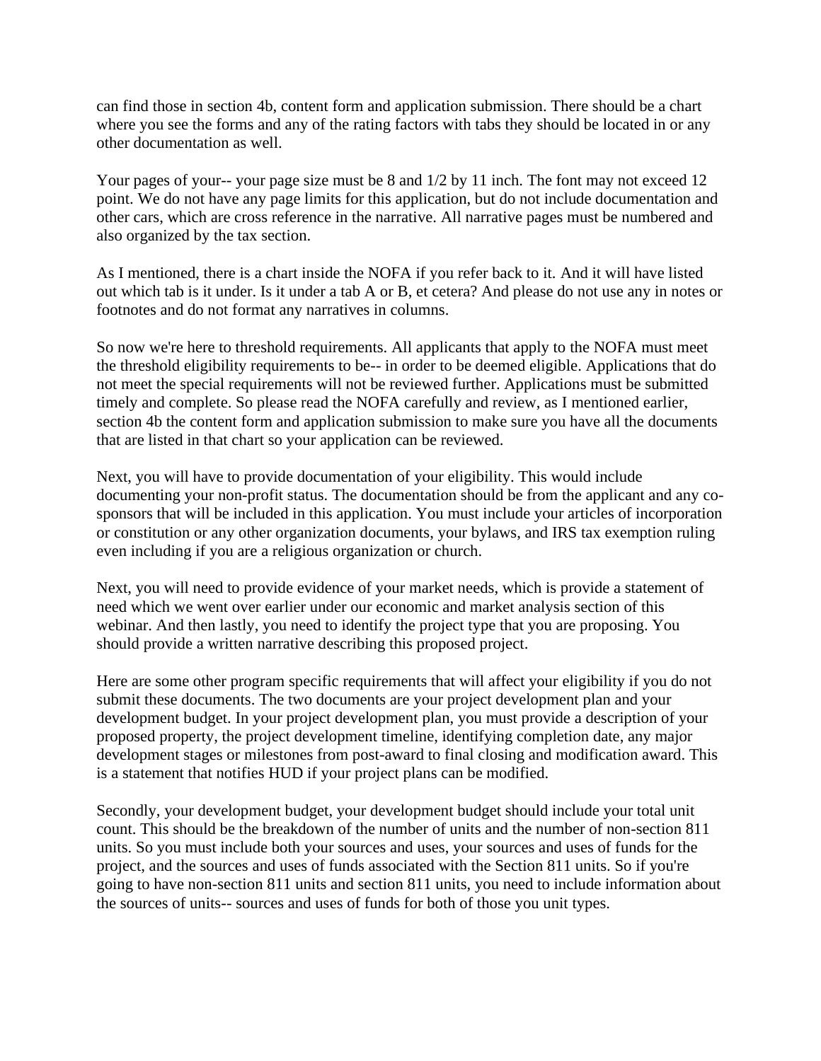can find those in section 4b, content form and application submission. There should be a chart where you see the forms and any of the rating factors with tabs they should be located in or any other documentation as well.

Your pages of your-- your page size must be 8 and 1/2 by 11 inch. The font may not exceed 12 point. We do not have any page limits for this application, but do not include documentation and other cars, which are cross reference in the narrative. All narrative pages must be numbered and also organized by the tax section.

As I mentioned, there is a chart inside the NOFA if you refer back to it. And it will have listed out which tab is it under. Is it under a tab A or B, et cetera? And please do not use any in notes or footnotes and do not format any narratives in columns.

So now we're here to threshold requirements. All applicants that apply to the NOFA must meet the threshold eligibility requirements to be-- in order to be deemed eligible. Applications that do not meet the special requirements will not be reviewed further. Applications must be submitted timely and complete. So please read the NOFA carefully and review, as I mentioned earlier, section 4b the content form and application submission to make sure you have all the documents that are listed in that chart so your application can be reviewed.

Next, you will have to provide documentation of your eligibility. This would include documenting your non-profit status. The documentation should be from the applicant and any co-sponsors that will be included in this application. You must include your articles of incorporation or constitution or any other organization documents, your bylaws, and IRS tax exemption ruling even including if you are a religious organization or church.

Next, you will need to provide evidence of your market needs, which is provide a statement of need which we went over earlier under our economic and market analysis section of this webinar. And then lastly, you need to identify the project type that you are proposing. You should provide a written narrative describing this proposed project.

Here are some other program specific requirements that will affect your eligibility if you do not submit these documents. The two documents are your project development plan and your development budget. In your project development plan, you must provide a description of your proposed property, the project development timeline, identifying completion date, any major development stages or milestones from post-award to final closing and modification award. This is a statement that notifies HUD if your project plans can be modified.

Secondly, your development budget, your development budget should include your total unit count. This should be the breakdown of the number of units and the number of non-section 811 units. So you must include both your sources and uses, your sources and uses of funds for the project, and the sources and uses of funds associated with the Section 811 units. So if you're going to have non-section 811 units and section 811 units, you need to include information about the sources of units-- sources and uses of funds for both of those you unit types.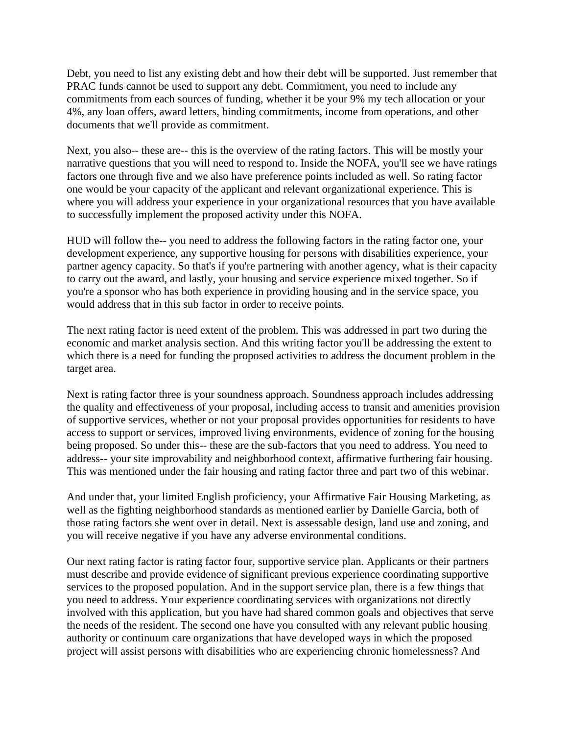Debt, you need to list any existing debt and how their debt will be supported. Just remember that PRAC funds cannot be used to support any debt. Commitment, you need to include any commitments from each sources of funding, whether it be your 9% my tech allocation or your 4%, any loan offers, award letters, binding commitments, income from operations, and other documents that we'll provide as commitment.

Next, you also-- these are-- this is the overview of the rating factors. This will be mostly your narrative questions that you will need to respond to. Inside the NOFA, you'll see we have ratings factors one through five and we also have preference points included as well. So rating factor one would be your capacity of the applicant and relevant organizational experience. This is where you will address your experience in your organizational resources that you have available to successfully implement the proposed activity under this NOFA.

HUD will follow the-- you need to address the following factors in the rating factor one, your development experience, any supportive housing for persons with disabilities experience, your partner agency capacity. So that's if you're partnering with another agency, what is their capacity to carry out the award, and lastly, your housing and service experience mixed together. So if you're a sponsor who has both experience in providing housing and in the service space, you would address that in this sub factor in order to receive points.

The next rating factor is need extent of the problem. This was addressed in part two during the economic and market analysis section. And this writing factor you'll be addressing the extent to which there is a need for funding the proposed activities to address the document problem in the target area.

Next is rating factor three is your soundness approach. Soundness approach includes addressing the quality and effectiveness of your proposal, including access to transit and amenities provision of supportive services, whether or not your proposal provides opportunities for residents to have access to support or services, improved living environments, evidence of zoning for the housing being proposed. So under this-- these are the sub-factors that you need to address. You need to address-- your site improvability and neighborhood context, affirmative furthering fair housing. This was mentioned under the fair housing and rating factor three and part two of this webinar.

And under that, your limited English proficiency, your Affirmative Fair Housing Marketing, as well as the fighting neighborhood standards as mentioned earlier by Danielle Garcia, both of those rating factors she went over in detail. Next is assessable design, land use and zoning, and you will receive negative if you have any adverse environmental conditions.

Our next rating factor is rating factor four, supportive service plan. Applicants or their partners must describe and provide evidence of significant previous experience coordinating supportive services to the proposed population. And in the support service plan, there is a few things that you need to address. Your experience coordinating services with organizations not directly involved with this application, but you have had shared common goals and objectives that serve the needs of the resident. The second one have you consulted with any relevant public housing authority or continuum care organizations that have developed ways in which the proposed project will assist persons with disabilities who are experiencing chronic homelessness? And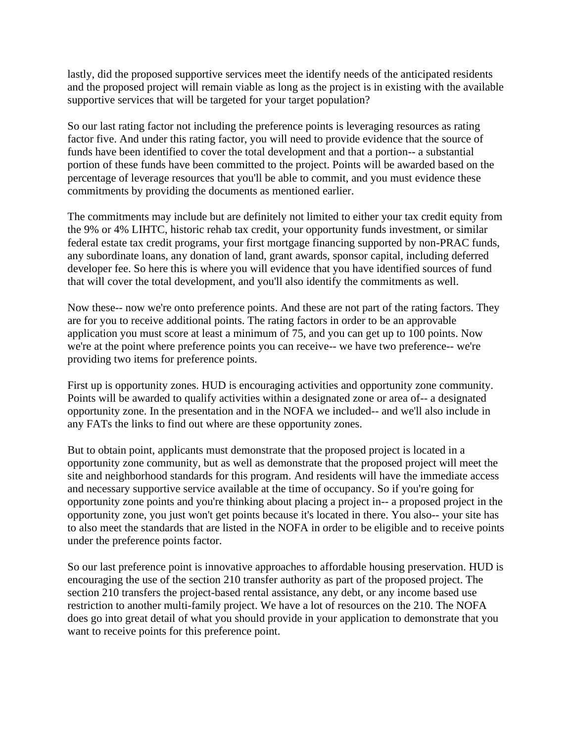lastly, did the proposed supportive services meet the identify needs of the anticipated residents and the proposed project will remain viable as long as the project is in existing with the available supportive services that will be targeted for your target population?

So our last rating factor not including the preference points is leveraging resources as rating factor five. And under this rating factor, you will need to provide evidence that the source of funds have been identified to cover the total development and that a portion-- a substantial portion of these funds have been committed to the project. Points will be awarded based on the percentage of leverage resources that you'll be able to commit, and you must evidence these commitments by providing the documents as mentioned earlier.

The commitments may include but are definitely not limited to either your tax credit equity from the 9% or 4% LIHTC, historic rehab tax credit, your opportunity funds investment, or similar federal estate tax credit programs, your first mortgage financing supported by non-PRAC funds, any subordinate loans, any donation of land, grant awards, sponsor capital, including deferred developer fee. So here this is where you will evidence that you have identified sources of fund that will cover the total development, and you'll also identify the commitments as well.

Now these-- now we're onto preference points. And these are not part of the rating factors. They are for you to receive additional points. The rating factors in order to be an approvable application you must score at least a minimum of 75, and you can get up to 100 points. Now we're at the point where preference points you can receive-- we have two preference-- we're providing two items for preference points.

First up is opportunity zones. HUD is encouraging activities and opportunity zone community. Points will be awarded to qualify activities within a designated zone or area of-- a designated opportunity zone. In the presentation and in the NOFA we included-- and we'll also include in any FATs the links to find out where are these opportunity zones.

But to obtain point, applicants must demonstrate that the proposed project is located in a opportunity zone community, but as well as demonstrate that the proposed project will meet the site and neighborhood standards for this program. And residents will have the immediate access and necessary supportive service available at the time of occupancy. So if you're going for opportunity zone points and you're thinking about placing a project in-- a proposed project in the opportunity zone, you just won't get points because it's located in there. You also-- your site has to also meet the standards that are listed in the NOFA in order to be eligible and to receive points under the preference points factor.

So our last preference point is innovative approaches to affordable housing preservation. HUD is encouraging the use of the section 210 transfer authority as part of the proposed project. The section 210 transfers the project-based rental assistance, any debt, or any income based use restriction to another multi-family project. We have a lot of resources on the 210. The NOFA does go into great detail of what you should provide in your application to demonstrate that you want to receive points for this preference point.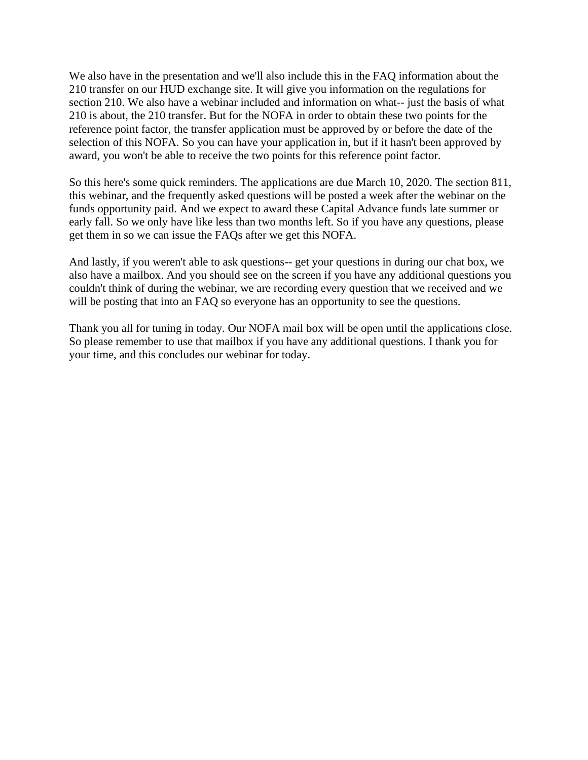We also have in the presentation and we'll also include this in the FAQ information about the 210 transfer on our HUD exchange site. It will give you information on the regulations for section 210. We also have a webinar included and information on what-- just the basis of what 210 is about, the 210 transfer. But for the NOFA in order to obtain these two points for the reference point factor, the transfer application must be approved by or before the date of the selection of this NOFA. So you can have your application in, but if it hasn't been approved by award, you won't be able to receive the two points for this reference point factor.

So this here's some quick reminders. The applications are due March 10, 2020. The section 811, this webinar, and the frequently asked questions will be posted a week after the webinar on the funds opportunity paid. And we expect to award these Capital Advance funds late summer or early fall. So we only have like less than two months left. So if you have any questions, please get them in so we can issue the FAQs after we get this NOFA.

And lastly, if you weren't able to ask questions-- get your questions in during our chat box, we also have a mailbox. And you should see on the screen if you have any additional questions you couldn't think of during the webinar, we are recording every question that we received and we will be posting that into an FAQ so everyone has an opportunity to see the questions.

Thank you all for tuning in today. Our NOFA mail box will be open until the applications close. So please remember to use that mailbox if you have any additional questions. I thank you for your time, and this concludes our webinar for today.